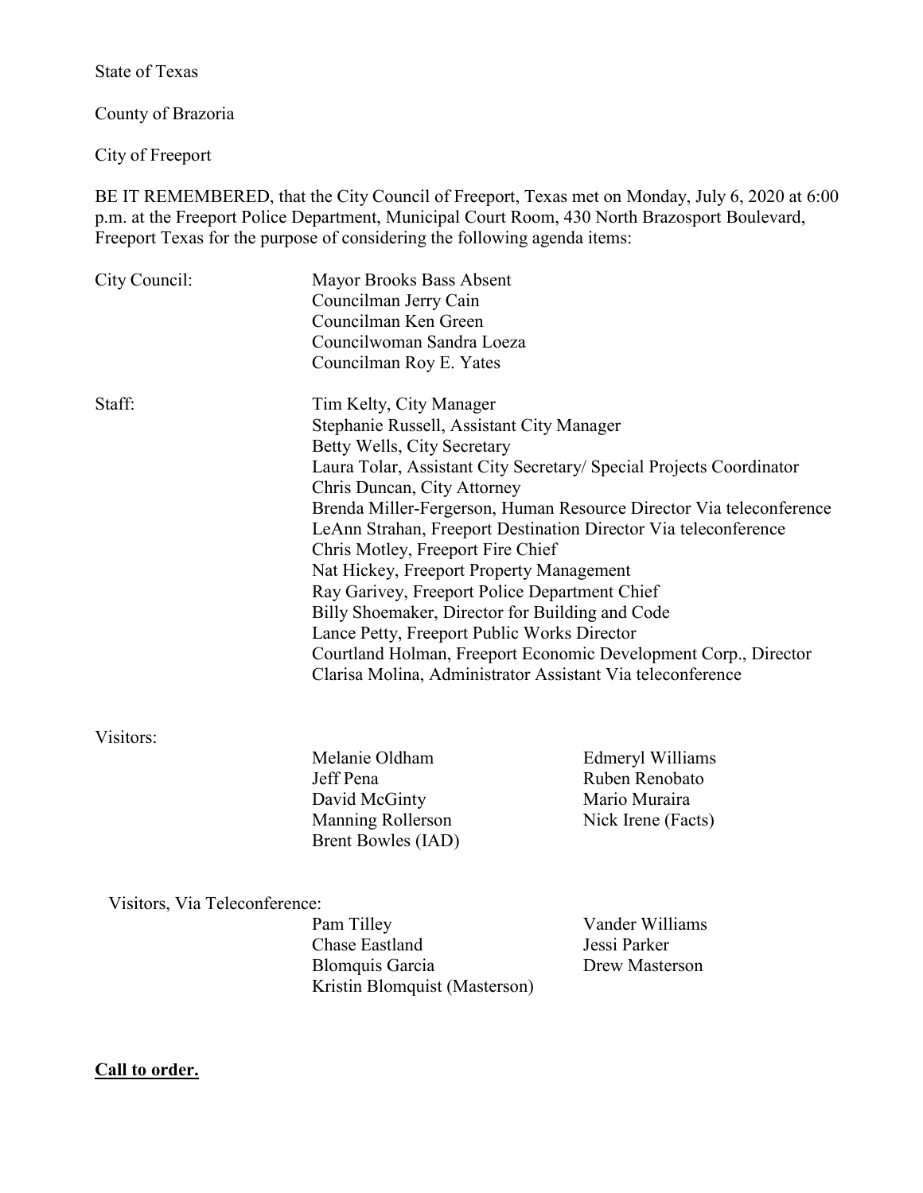State of Texas

County of Brazoria

City of Freeport

BE IT REMEMBERED, that the City Council of Freeport, Texas met on Monday, July 6, 2020 at 6:00 p.m. at the Freeport Police Department, Municipal Court Room, 430 North Brazosport Boulevard, Freeport Texas for the purpose of considering the following agenda items:

City Council:

- Mayor Brooks Bass Absent
- Councilman Jerry Cain
- Councilman Ken Green
- Councilwoman Sandra Loeza
- Councilman Roy E. Yates

Staff:

- Tim Kelty, City Manager
- Stephanie Russell, Assistant City Manager
- Betty Wells, City Secretary
- Laura Tolar, Assistant City Secretary/ Special Projects Coordinator
- Chris Duncan, City Attorney
- Brenda Miller-Fergerson, Human Resource Director Via teleconference
- LeAnn Strahan, Freeport Destination Director Via teleconference
- Chris Motley, Freeport Fire Chief
- Nat Hickey, Freeport Property Management
- Ray Garivey, Freeport Police Department Chief
- Billy Shoemaker, Director for Building and Code
- Lance Petty, Freeport Public Works Director
- Courtland Holman, Freeport Economic Development Corp., Director
- Clarisa Molina, Administrator Assistant Via teleconference

Visitors:

- Melanie Oldham
- Jeff Pena
- David McGinty
- Manning Rollerson
- Brent Bowles (IAD)
- Edmeryl Williams
- Ruben Renobato
- Mario Muraira
- Nick Irene (Facts)

Visitors, Via Teleconference:

- Pam Tilley
- Chase Eastland
- Blomquis Garcia
- Kristin Blomquist (Masterson)
- Vander Williams
- Jessi Parker
- Drew Masterson

**Call to order.**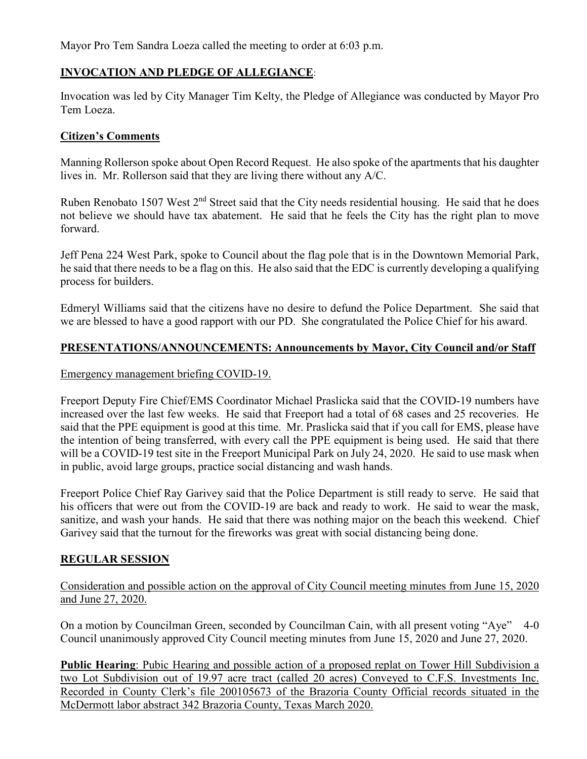Mayor Pro Tem Sandra Loeza called the meeting to order at 6:03 p.m.

**INVOCATION AND PLEDGE OF ALLEGIANCE**:

Invocation was led by City Manager Tim Kelty, the Pledge of Allegiance was conducted by Mayor Pro Tem Loeza.

**Citizen's Comments**

Manning Rollerson spoke about Open Record Request. He also spoke of the apartments that his daughter lives in. Mr. Rollerson said that they are living there without any A/C.

Ruben Renobato 1507 West 2nd Street said that the City needs residential housing. He said that he does not believe we should have tax abatement. He said that he feels the City has the right plan to move forward.

Jeff Pena 224 West Park, spoke to Council about the flag pole that is in the Downtown Memorial Park, he said that there needs to be a flag on this. He also said that the EDC is currently developing a qualifying process for builders.

Edmeryl Williams said that the citizens have no desire to defund the Police Department. She said that we are blessed to have a good rapport with our PD. She congratulated the Police Chief for his award.

**PRESENTATIONS/ANNOUNCEMENTS: Announcements by Mayor, City Council and/or Staff**

Emergency management briefing COVID-19.

Freeport Deputy Fire Chief/EMS Coordinator Michael Praslicka said that the COVID-19 numbers have increased over the last few weeks. He said that Freeport had a total of 68 cases and 25 recoveries. He said that the PPE equipment is good at this time. Mr. Praslicka said that if you call for EMS, please have the intention of being transferred, with every call the PPE equipment is being used. He said that there will be a COVID-19 test site in the Freeport Municipal Park on July 24, 2020. He said to use mask when in public, avoid large groups, practice social distancing and wash hands.

Freeport Police Chief Ray Garivey said that the Police Department is still ready to serve. He said that his officers that were out from the COVID-19 are back and ready to work. He said to wear the mask, sanitize, and wash your hands. He said that there was nothing major on the beach this weekend. Chief Garivey said that the turnout for the fireworks was great with social distancing being done.

**REGULAR SESSION**

Consideration and possible action on the approval of City Council meeting minutes from June 15, 2020 and June 27, 2020.

On a motion by Councilman Green, seconded by Councilman Cain, with all present voting "Aye" 4-0 Council unanimously approved City Council meeting minutes from June 15, 2020 and June 27, 2020.

**Public Hearing**: Pubic Hearing and possible action of a proposed replat on Tower Hill Subdivision a two Lot Subdivision out of 19.97 acre tract (called 20 acres) Conveyed to C.F.S. Investments Inc. Recorded in County Clerk's file 200105673 of the Brazoria County Official records situated in the McDermott labor abstract 342 Brazoria County, Texas March 2020.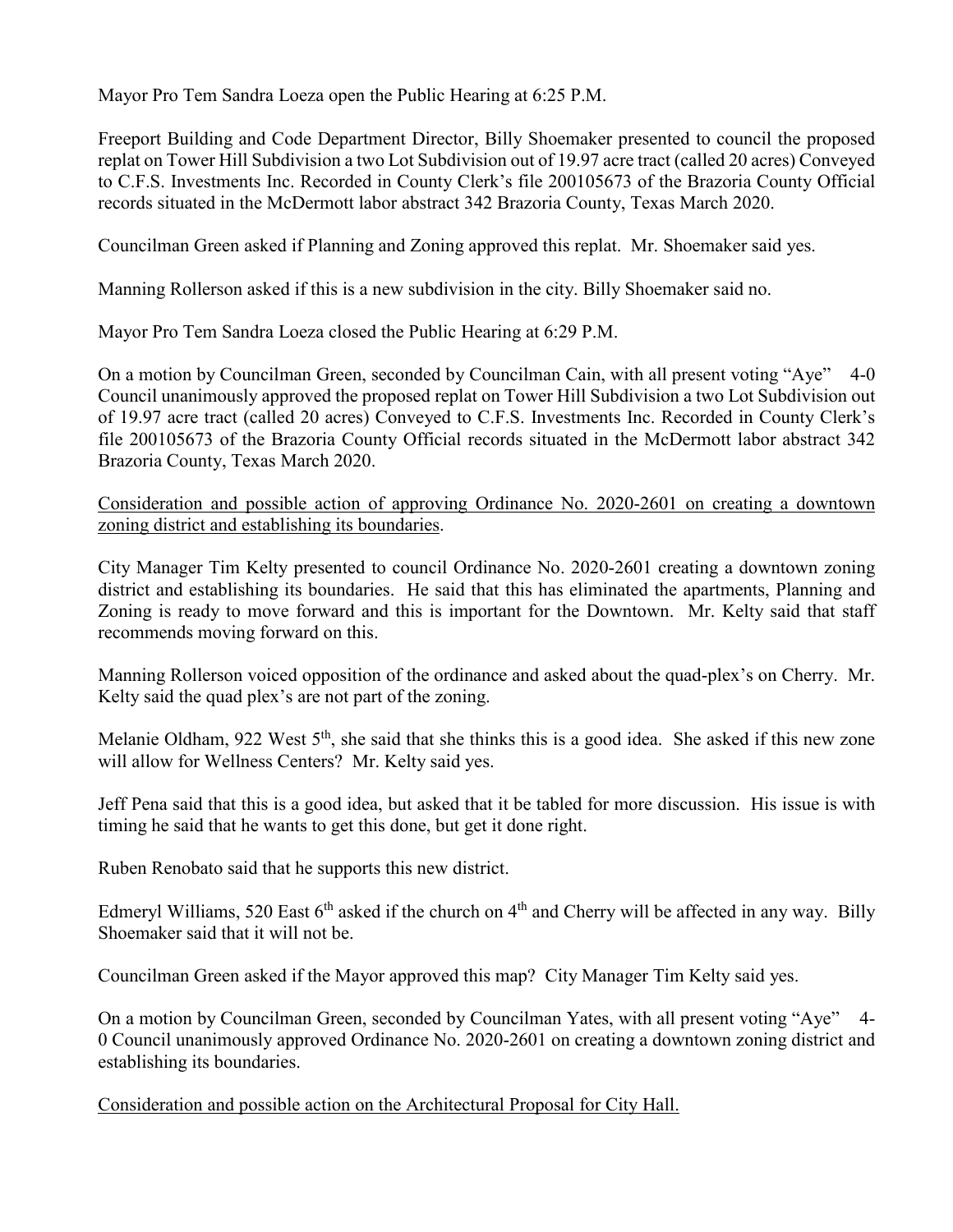Mayor Pro Tem Sandra Loeza open the Public Hearing at 6:25 P.M.

Freeport Building and Code Department Director, Billy Shoemaker presented to council the proposed replat on Tower Hill Subdivision a two Lot Subdivision out of 19.97 acre tract (called 20 acres) Conveyed to C.F.S. Investments Inc. Recorded in County Clerk's file 200105673 of the Brazoria County Official records situated in the McDermott labor abstract 342 Brazoria County, Texas March 2020.

Councilman Green asked if Planning and Zoning approved this replat. Mr. Shoemaker said yes.

Manning Rollerson asked if this is a new subdivision in the city. Billy Shoemaker said no.

Mayor Pro Tem Sandra Loeza closed the Public Hearing at 6:29 P.M.

On a motion by Councilman Green, seconded by Councilman Cain, with all present voting "Aye" 4-0 Council unanimously approved the proposed replat on Tower Hill Subdivision a two Lot Subdivision out of 19.97 acre tract (called 20 acres) Conveyed to C.F.S. Investments Inc. Recorded in County Clerk's file 200105673 of the Brazoria County Official records situated in the McDermott labor abstract 342 Brazoria County, Texas March 2020.

<u>Consideration and possible action of approving Ordinance No. 2020-2601 on creating a downtown zoning district and establishing its boundaries</u>.

City Manager Tim Kelty presented to council Ordinance No. 2020-2601 creating a downtown zoning district and establishing its boundaries. He said that this has eliminated the apartments, Planning and Zoning is ready to move forward and this is important for the Downtown. Mr. Kelty said that staff recommends moving forward on this.

Manning Rollerson voiced opposition of the ordinance and asked about the quad-plex's on Cherry. Mr. Kelty said the quad plex's are not part of the zoning.

Melanie Oldham, 922 West 5th, she said that she thinks this is a good idea. She asked if this new zone will allow for Wellness Centers? Mr. Kelty said yes.

Jeff Pena said that this is a good idea, but asked that it be tabled for more discussion. His issue is with timing he said that he wants to get this done, but get it done right.

Ruben Renobato said that he supports this new district.

Edmeryl Williams, 520 East 6th asked if the church on 4th and Cherry will be affected in any way. Billy Shoemaker said that it will not be.

Councilman Green asked if the Mayor approved this map? City Manager Tim Kelty said yes.

On a motion by Councilman Green, seconded by Councilman Yates, with all present voting "Aye" 4-0 Council unanimously approved Ordinance No. 2020-2601 on creating a downtown zoning district and establishing its boundaries.

<u>Consideration and possible action on the Architectural Proposal for City Hall.</u>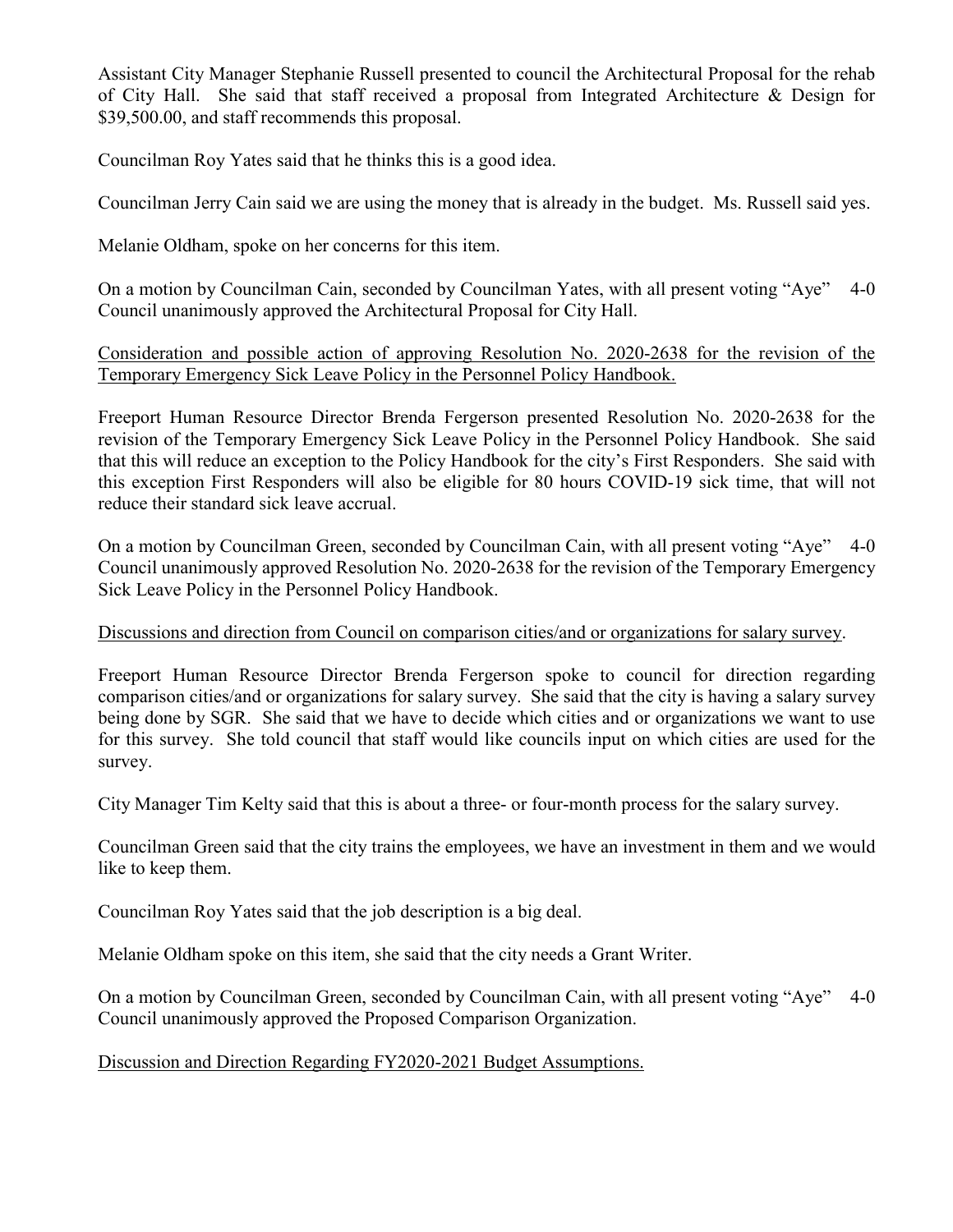Assistant City Manager Stephanie Russell presented to council the Architectural Proposal for the rehab of City Hall. She said that staff received a proposal from Integrated Architecture & Design for $39,500.00, and staff recommends this proposal.

Councilman Roy Yates said that he thinks this is a good idea.

Councilman Jerry Cain said we are using the money that is already in the budget. Ms. Russell said yes.

Melanie Oldham, spoke on her concerns for this item.

On a motion by Councilman Cain, seconded by Councilman Yates, with all present voting "Aye" 4-0 Council unanimously approved the Architectural Proposal for City Hall.

<u>Consideration and possible action of approving Resolution No. 2020-2638 for the revision of the Temporary Emergency Sick Leave Policy in the Personnel Policy Handbook.</u>

Freeport Human Resource Director Brenda Fergerson presented Resolution No. 2020-2638 for the revision of the Temporary Emergency Sick Leave Policy in the Personnel Policy Handbook. She said that this will reduce an exception to the Policy Handbook for the city's First Responders. She said with this exception First Responders will also be eligible for 80 hours COVID-19 sick time, that will not reduce their standard sick leave accrual.

On a motion by Councilman Green, seconded by Councilman Cain, with all present voting "Aye" 4-0 Council unanimously approved Resolution No. 2020-2638 for the revision of the Temporary Emergency Sick Leave Policy in the Personnel Policy Handbook.

<u>Discussions and direction from Council on comparison cities/and or organizations for salary survey</u>.

Freeport Human Resource Director Brenda Fergerson spoke to council for direction regarding comparison cities/and or organizations for salary survey. She said that the city is having a salary survey being done by SGR. She said that we have to decide which cities and or organizations we want to use for this survey. She told council that staff would like councils input on which cities are used for the survey.

City Manager Tim Kelty said that this is about a three- or four-month process for the salary survey.

Councilman Green said that the city trains the employees, we have an investment in them and we would like to keep them.

Councilman Roy Yates said that the job description is a big deal.

Melanie Oldham spoke on this item, she said that the city needs a Grant Writer.

On a motion by Councilman Green, seconded by Councilman Cain, with all present voting "Aye" 4-0 Council unanimously approved the Proposed Comparison Organization.

<u>Discussion and Direction Regarding FY2020-2021 Budget Assumptions.</u>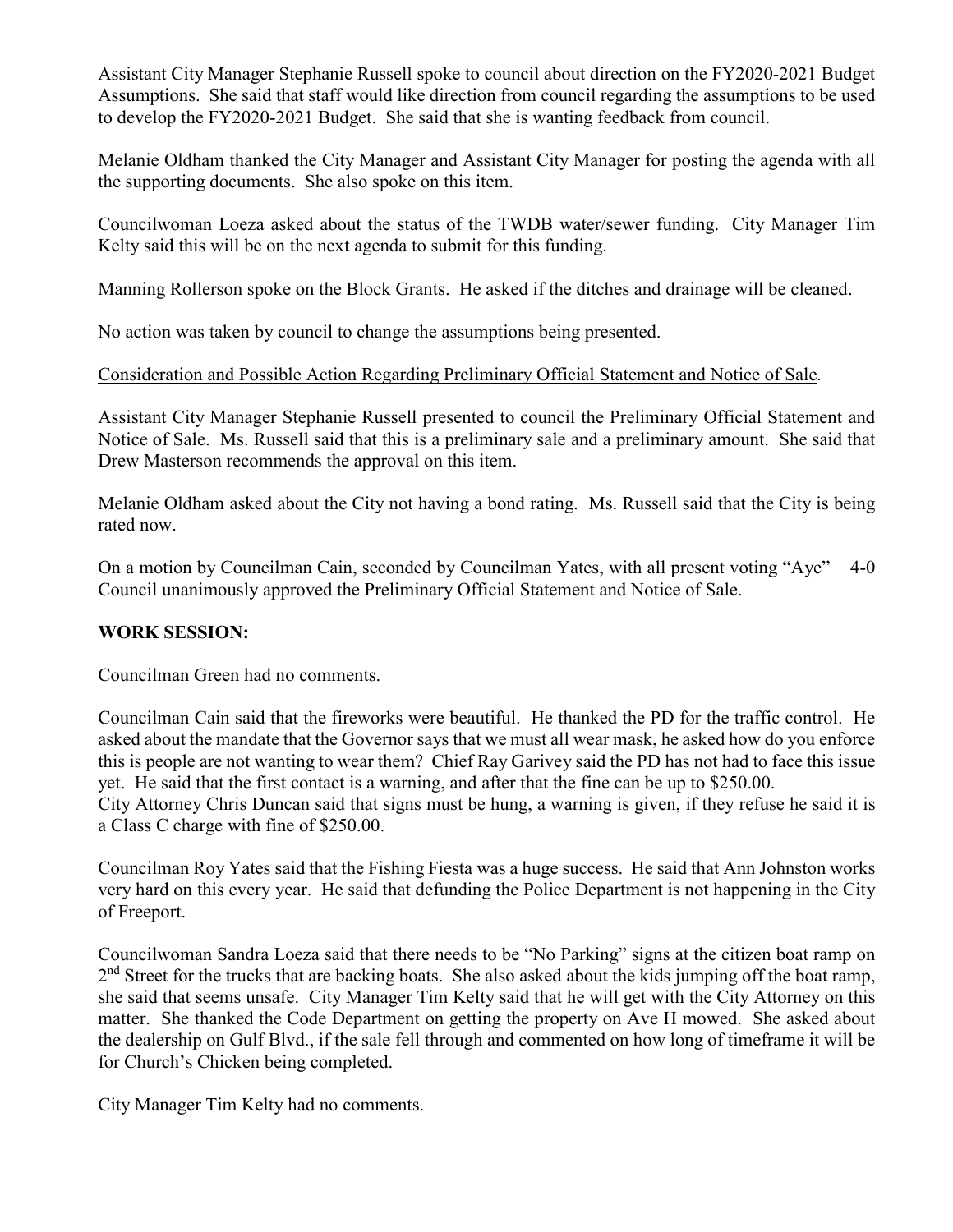Assistant City Manager Stephanie Russell spoke to council about direction on the FY2020-2021 Budget Assumptions. She said that staff would like direction from council regarding the assumptions to be used to develop the FY2020-2021 Budget. She said that she is wanting feedback from council.

Melanie Oldham thanked the City Manager and Assistant City Manager for posting the agenda with all the supporting documents. She also spoke on this item.

Councilwoman Loeza asked about the status of the TWDB water/sewer funding. City Manager Tim Kelty said this will be on the next agenda to submit for this funding.

Manning Rollerson spoke on the Block Grants. He asked if the ditches and drainage will be cleaned.

No action was taken by council to change the assumptions being presented.

Consideration and Possible Action Regarding Preliminary Official Statement and Notice of Sale.

Assistant City Manager Stephanie Russell presented to council the Preliminary Official Statement and Notice of Sale. Ms. Russell said that this is a preliminary sale and a preliminary amount. She said that Drew Masterson recommends the approval on this item.

Melanie Oldham asked about the City not having a bond rating. Ms. Russell said that the City is being rated now.

On a motion by Councilman Cain, seconded by Councilman Yates, with all present voting "Aye" 4-0 Council unanimously approved the Preliminary Official Statement and Notice of Sale.

**WORK SESSION:**

Councilman Green had no comments.

Councilman Cain said that the fireworks were beautiful. He thanked the PD for the traffic control. He asked about the mandate that the Governor says that we must all wear mask, he asked how do you enforce this is people are not wanting to wear them? Chief Ray Garivey said the PD has not had to face this issue yet. He said that the first contact is a warning, and after that the fine can be up to $250.00.
City Attorney Chris Duncan said that signs must be hung, a warning is given, if they refuse he said it is a Class C charge with fine of $250.00.

Councilman Roy Yates said that the Fishing Fiesta was a huge success. He said that Ann Johnston works very hard on this every year. He said that defunding the Police Department is not happening in the City of Freeport.

Councilwoman Sandra Loeza said that there needs to be "No Parking" signs at the citizen boat ramp on 2nd Street for the trucks that are backing boats. She also asked about the kids jumping off the boat ramp, she said that seems unsafe. City Manager Tim Kelty said that he will get with the City Attorney on this matter. She thanked the Code Department on getting the property on Ave H mowed. She asked about the dealership on Gulf Blvd., if the sale fell through and commented on how long of timeframe it will be for Church's Chicken being completed.

City Manager Tim Kelty had no comments.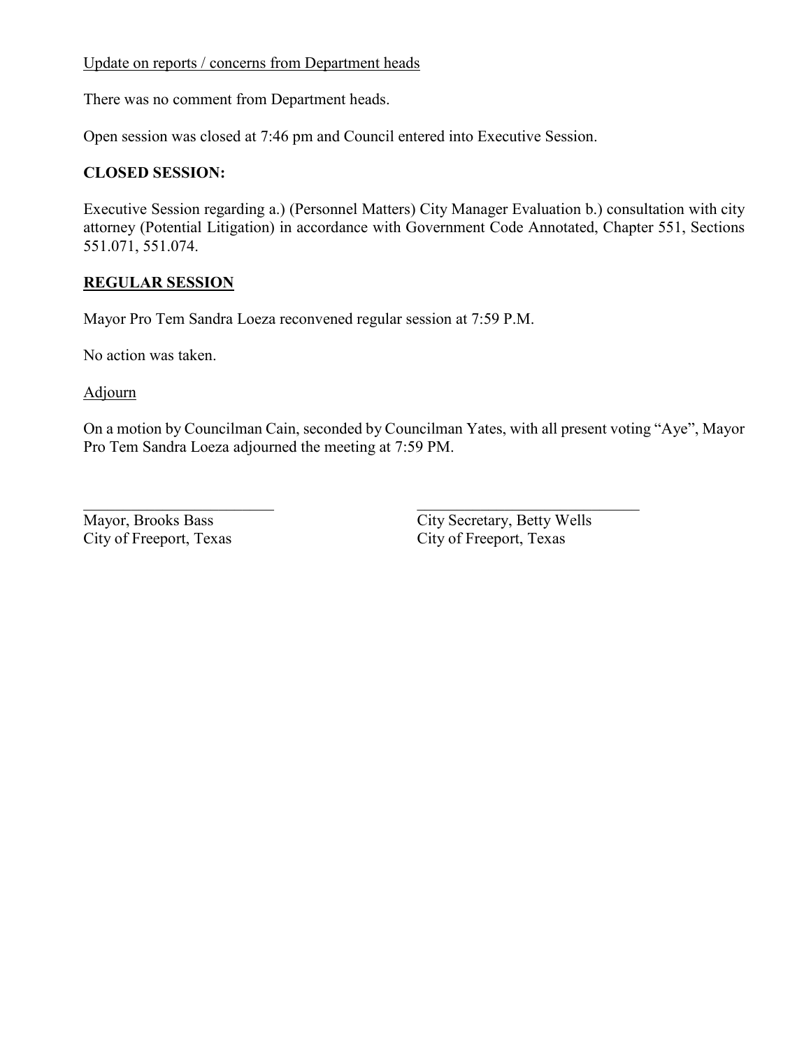Update on reports / concerns from Department heads

There was no comment from Department heads.

Open session was closed at 7:46 pm and Council entered into Executive Session.

**CLOSED SESSION:**

Executive Session regarding a.) (Personnel Matters) City Manager Evaluation b.) consultation with city attorney (Potential Litigation) in accordance with Government Code Annotated, Chapter 551, Sections 551.071, 551.074.

**REGULAR SESSION**

Mayor Pro Tem Sandra Loeza reconvened regular session at 7:59 P.M.

No action was taken.

Adjourn

On a motion by Councilman Cain, seconded by Councilman Yates, with all present voting "Aye", Mayor Pro Tem Sandra Loeza adjourned the meeting at 7:59 PM.

\_\_\_\_\_\_\_\_\_\_\_\_\_\_\_\_\_\_\_\_\_\_\_\_\_
Mayor, Brooks Bass
City of Freeport, Texas

\_\_\_\_\_\_\_\_\_\_\_\_\_\_\_\_\_\_\_\_\_\_\_\_\_\_\_\_\_
City Secretary, Betty Wells
City of Freeport, Texas